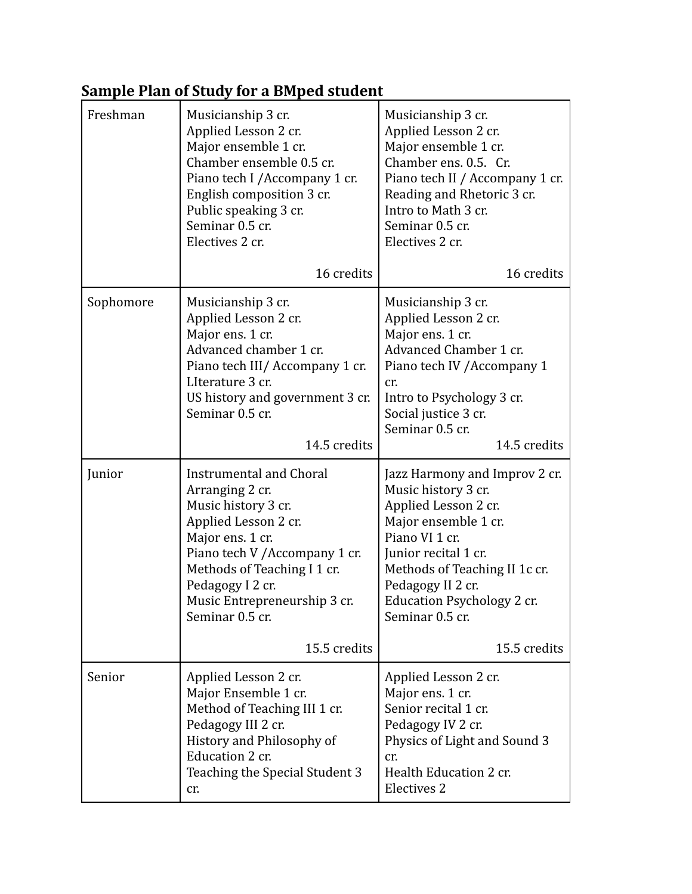**Sample Plan of Study for a BMped student**

| | | |
|---|---|---|
| Freshman | Musicianship 3 cr.<br>Applied Lesson 2 cr.<br>Major ensemble 1 cr.<br>Chamber ensemble 0.5 cr.<br>Piano tech I /Accompany 1 cr.<br>English composition 3 cr.<br>Public speaking 3 cr.<br>Seminar 0.5 cr.<br>Electives 2 cr.<br><br>16 credits | Musicianship 3 cr.<br>Applied Lesson 2 cr.<br>Major ensemble 1 cr.<br>Chamber ens. 0.5. Cr.<br>Piano tech II / Accompany 1 cr.<br>Reading and Rhetoric 3 cr.<br>Intro to Math 3 cr.<br>Seminar 0.5 cr.<br>Electives 2 cr.<br><br>16 credits |
| Sophomore | Musicianship 3 cr.<br>Applied Lesson 2 cr.<br>Major ens. 1 cr.<br>Advanced chamber 1 cr.<br>Piano tech III/ Accompany 1 cr.<br>LIterature 3 cr.<br>US history and government 3 cr.<br>Seminar 0.5 cr.<br><br>14.5 credits | Musicianship 3 cr.<br>Applied Lesson 2 cr.<br>Major ens. 1 cr.<br>Advanced Chamber 1 cr.<br>Piano tech IV /Accompany 1 cr.<br>Intro to Psychology 3 cr.<br>Social justice 3 cr.<br>Seminar 0.5 cr.<br>14.5 credits |
| Junior | Instrumental and Choral Arranging 2 cr.<br>Music history 3 cr.<br>Applied Lesson 2 cr.<br>Major ens. 1 cr.<br>Piano tech V /Accompany 1 cr.<br>Methods of Teaching I 1 cr.<br>Pedagogy I 2 cr.<br>Music Entrepreneurship 3 cr.<br>Seminar 0.5 cr.<br><br>15.5 credits | Jazz Harmony and Improv 2 cr.<br>Music history 3 cr.<br>Applied Lesson 2 cr.<br>Major ensemble 1 cr.<br>Piano VI 1 cr.<br>Junior recital 1 cr.<br>Methods of Teaching II 1c cr.<br>Pedagogy II 2 cr.<br>Education Psychology 2 cr.<br>Seminar 0.5 cr.<br><br>15.5 credits |
| Senior | Applied Lesson 2 cr.<br>Major Ensemble 1 cr.<br>Method of Teaching III 1 cr.<br>Pedagogy III 2 cr.<br>History and Philosophy of Education 2 cr.<br>Teaching the Special Student 3 cr. | Applied Lesson 2 cr.<br>Major ens. 1 cr.<br>Senior recital 1 cr.<br>Pedagogy IV 2 cr.<br>Physics of Light and Sound 3 cr.<br>Health Education 2 cr.<br>Electives 2 |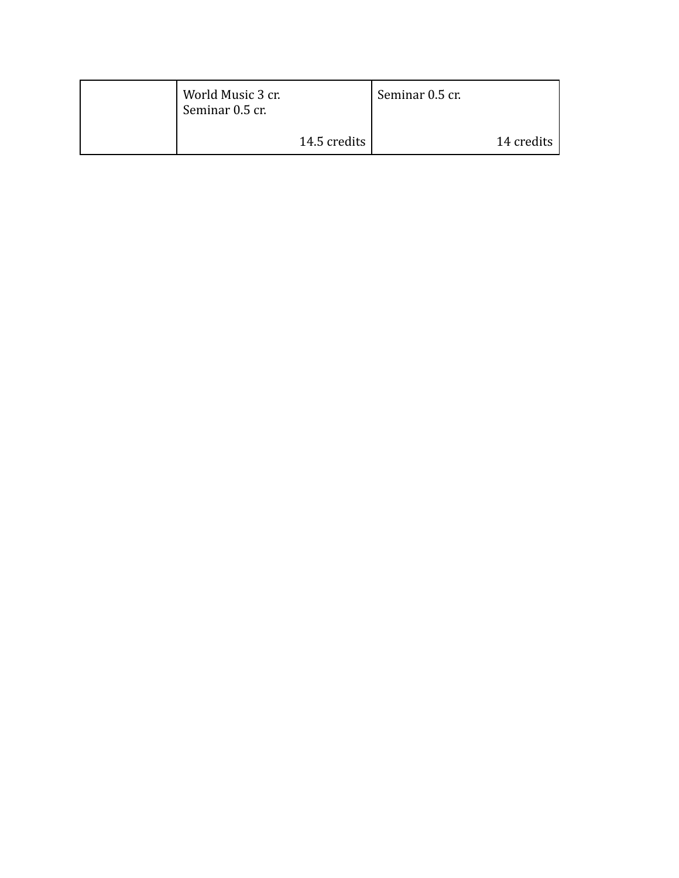| | | |
|---|---|---|
| | World Music 3 cr.<br>Seminar 0.5 cr.<br><br>14.5 credits | Seminar 0.5 cr.<br><br>14 credits |